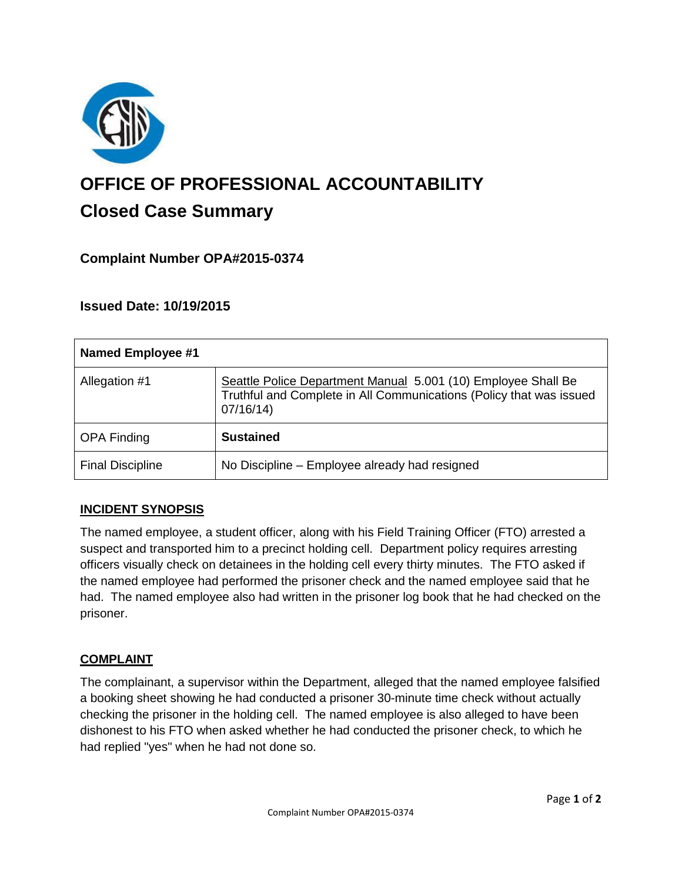# OFFICE OF PROFESSIONAL ACCOUNTABILITY

## Closed Case Summary

### Complaint Number OPA#2015-0374

### Issued Date: 10/19/2015

| Named Employee #1 | |
|---|---|
| Allegation #1 | Seattle Police Department Manual 5.001 (10) Employee Shall Be Truthful and Complete in All Communications (Policy that was issued 07/16/14) |
| OPA Finding | **Sustained** |
| Final Discipline | No Discipline – Employee already had resigned |

**INCIDENT SYNOPSIS**

The named employee, a student officer, along with his Field Training Officer (FTO) arrested a suspect and transported him to a precinct holding cell. Department policy requires arresting officers visually check on detainees in the holding cell every thirty minutes. The FTO asked if the named employee had performed the prisoner check and the named employee said that he had. The named employee also had written in the prisoner log book that he had checked on the prisoner.

**COMPLAINT**

The complainant, a supervisor within the Department, alleged that the named employee falsified a booking sheet showing he had conducted a prisoner 30-minute time check without actually checking the prisoner in the holding cell. The named employee is also alleged to have been dishonest to his FTO when asked whether he had conducted the prisoner check, to which he had replied "yes" when he had not done so.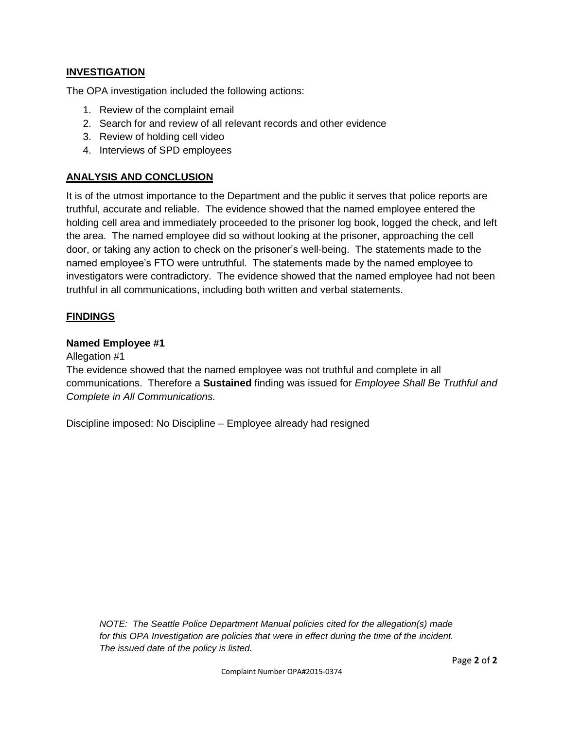## INVESTIGATION

The OPA investigation included the following actions:

1. Review of the complaint email
2. Search for and review of all relevant records and other evidence
3. Review of holding cell video
4. Interviews of SPD employees

## ANALYSIS AND CONCLUSION

It is of the utmost importance to the Department and the public it serves that police reports are truthful, accurate and reliable. The evidence showed that the named employee entered the holding cell area and immediately proceeded to the prisoner log book, logged the check, and left the area. The named employee did so without looking at the prisoner, approaching the cell door, or taking any action to check on the prisoner's well-being. The statements made to the named employee's FTO were untruthful. The statements made by the named employee to investigators were contradictory. The evidence showed that the named employee had not been truthful in all communications, including both written and verbal statements.

## FINDINGS

**Named Employee #1**

Allegation #1

The evidence showed that the named employee was not truthful and complete in all communications. Therefore a **Sustained** finding was issued for *Employee Shall Be Truthful and Complete in All Communications.*

Discipline imposed: No Discipline – Employee already had resigned

*NOTE: The Seattle Police Department Manual policies cited for the allegation(s) made for this OPA Investigation are policies that were in effect during the time of the incident. The issued date of the policy is listed.*

Complaint Number OPA#2015-0374